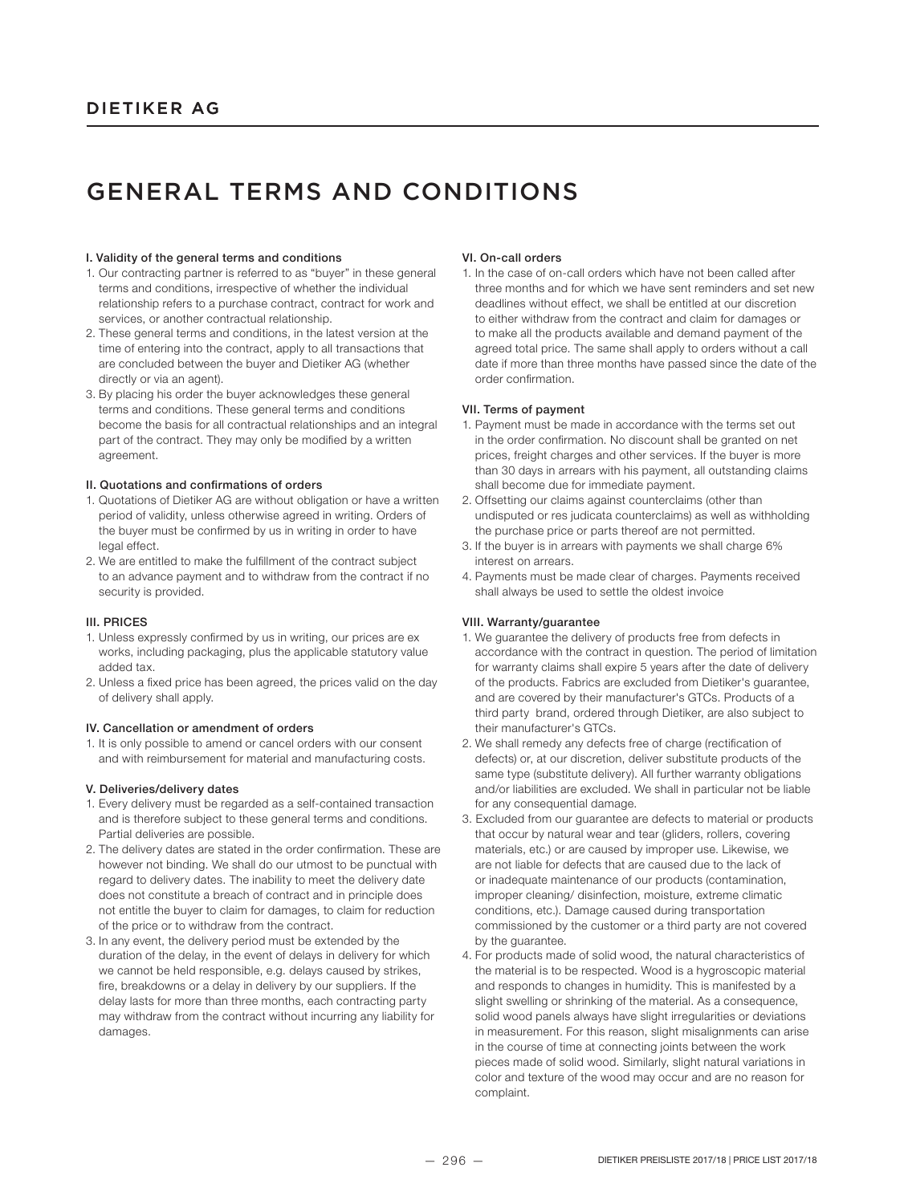# DIETIKER AG

# GENERAL TERMS AND CONDITIONS

### I. Validity of the general terms and conditions

1. Our contracting partner is referred to as "buyer" in these general terms and conditions, irrespective of whether the individual relationship refers to a purchase contract, contract for work and services, or another contractual relationship.
2. These general terms and conditions, in the latest version at the time of entering into the contract, apply to all transactions that are concluded between the buyer and Dietiker AG (whether directly or via an agent).
3. By placing his order the buyer acknowledges these general terms and conditions. These general terms and conditions become the basis for all contractual relationships and an integral part of the contract. They may only be modified by a written agreement.

### II. Quotations and confirmations of orders

1. Quotations of Dietiker AG are without obligation or have a written period of validity, unless otherwise agreed in writing. Orders of the buyer must be confirmed by us in writing in order to have legal effect.
2. We are entitled to make the fulfillment of the contract subject to an advance payment and to withdraw from the contract if no security is provided.

### III. PRICES

1. Unless expressly confirmed by us in writing, our prices are ex works, including packaging, plus the applicable statutory value added tax.
2. Unless a fixed price has been agreed, the prices valid on the day of delivery shall apply.

### IV. Cancellation or amendment of orders

1. It is only possible to amend or cancel orders with our consent and with reimbursement for material and manufacturing costs.

### V. Deliveries/delivery dates

1. Every delivery must be regarded as a self-contained transaction and is therefore subject to these general terms and conditions. Partial deliveries are possible.
2. The delivery dates are stated in the order confirmation. These are however not binding. We shall do our utmost to be punctual with regard to delivery dates. The inability to meet the delivery date does not constitute a breach of contract and in principle does not entitle the buyer to claim for damages, to claim for reduction of the price or to withdraw from the contract.
3. In any event, the delivery period must be extended by the duration of the delay, in the event of delays in delivery for which we cannot be held responsible, e.g. delays caused by strikes, fire, breakdowns or a delay in delivery by our suppliers. If the delay lasts for more than three months, each contracting party may withdraw from the contract without incurring any liability for damages.

### VI. On-call orders

1. In the case of on-call orders which have not been called after three months and for which we have sent reminders and set new deadlines without effect, we shall be entitled at our discretion to either withdraw from the contract and claim for damages or to make all the products available and demand payment of the agreed total price. The same shall apply to orders without a call date if more than three months have passed since the date of the order confirmation.

### VII. Terms of payment

1. Payment must be made in accordance with the terms set out in the order confirmation. No discount shall be granted on net prices, freight charges and other services. If the buyer is more than 30 days in arrears with his payment, all outstanding claims shall become due for immediate payment.
2. Offsetting our claims against counterclaims (other than undisputed or res judicata counterclaims) as well as withholding the purchase price or parts thereof are not permitted.
3. If the buyer is in arrears with payments we shall charge 6% interest on arrears.
4. Payments must be made clear of charges. Payments received shall always be used to settle the oldest invoice

### VIII. Warranty/guarantee

1. We guarantee the delivery of products free from defects in accordance with the contract in question. The period of limitation for warranty claims shall expire 5 years after the date of delivery of the products. Fabrics are excluded from Dietiker's guarantee, and are covered by their manufacturer's GTCs. Products of a third party brand, ordered through Dietiker, are also subject to their manufacturer's GTCs.
2. We shall remedy any defects free of charge (rectification of defects) or, at our discretion, deliver substitute products of the same type (substitute delivery). All further warranty obligations and/or liabilities are excluded. We shall in particular not be liable for any consequential damage.
3. Excluded from our guarantee are defects to material or products that occur by natural wear and tear (gliders, rollers, covering materials, etc.) or are caused by improper use. Likewise, we are not liable for defects that are caused due to the lack of or inadequate maintenance of our products (contamination, improper cleaning/ disinfection, moisture, extreme climatic conditions, etc.). Damage caused during transportation commissioned by the customer or a third party are not covered by the guarantee.
4. For products made of solid wood, the natural characteristics of the material is to be respected. Wood is a hygroscopic material and responds to changes in humidity. This is manifested by a slight swelling or shrinking of the material. As a consequence, solid wood panels always have slight irregularities or deviations in measurement. For this reason, slight misalignments can arise in the course of time at connecting joints between the work pieces made of solid wood. Similarly, slight natural variations in color and texture of the wood may occur and are no reason for complaint.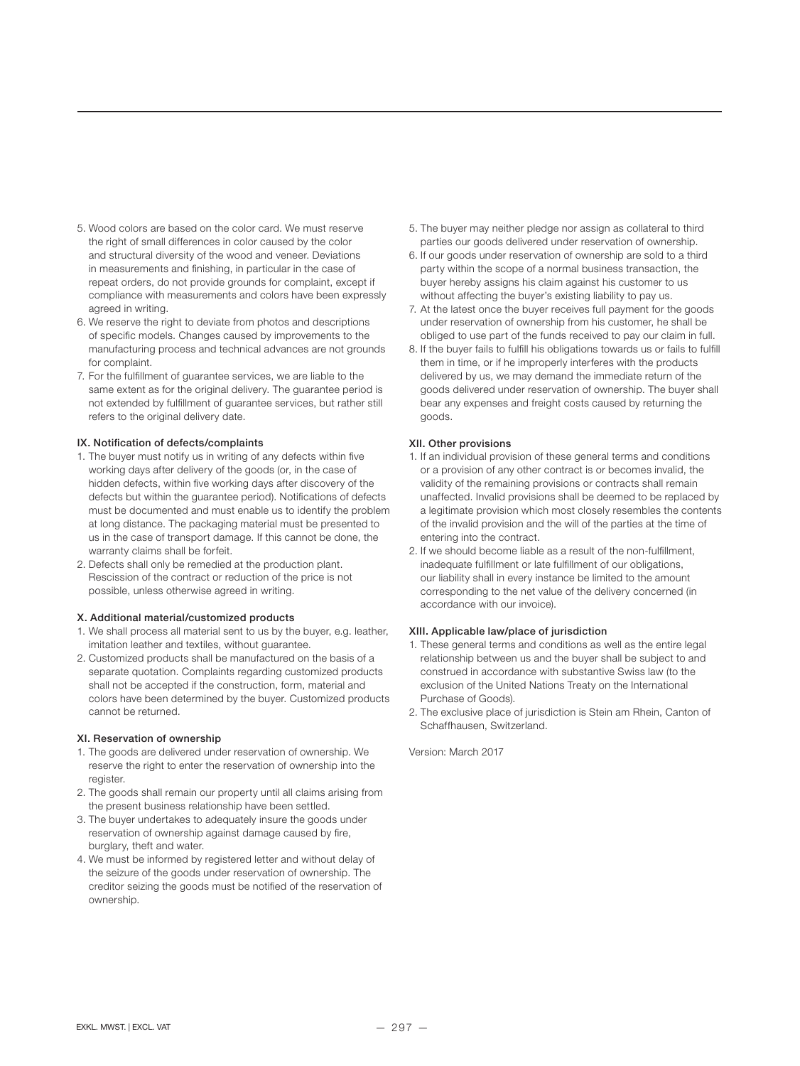5. Wood colors are based on the color card. We must reserve the right of small differences in color caused by the color and structural diversity of the wood and veneer. Deviations in measurements and finishing, in particular in the case of repeat orders, do not provide grounds for complaint, except if compliance with measurements and colors have been expressly agreed in writing.
6. We reserve the right to deviate from photos and descriptions of specific models. Changes caused by improvements to the manufacturing process and technical advances are not grounds for complaint.
7. For the fulfillment of guarantee services, we are liable to the same extent as for the original delivery. The guarantee period is not extended by fulfillment of guarantee services, but rather still refers to the original delivery date.

#### IX. Notification of defects/complaints

1. The buyer must notify us in writing of any defects within five working days after delivery of the goods (or, in the case of hidden defects, within five working days after discovery of the defects but within the guarantee period). Notifications of defects must be documented and must enable us to identify the problem at long distance. The packaging material must be presented to us in the case of transport damage. If this cannot be done, the warranty claims shall be forfeit.
2. Defects shall only be remedied at the production plant. Rescission of the contract or reduction of the price is not possible, unless otherwise agreed in writing.

#### X. Additional material/customized products

1. We shall process all material sent to us by the buyer, e.g. leather, imitation leather and textiles, without guarantee.
2. Customized products shall be manufactured on the basis of a separate quotation. Complaints regarding customized products shall not be accepted if the construction, form, material and colors have been determined by the buyer. Customized products cannot be returned.

#### XI. Reservation of ownership

1. The goods are delivered under reservation of ownership. We reserve the right to enter the reservation of ownership into the register.
2. The goods shall remain our property until all claims arising from the present business relationship have been settled.
3. The buyer undertakes to adequately insure the goods under reservation of ownership against damage caused by fire, burglary, theft and water.
4. We must be informed by registered letter and without delay of the seizure of the goods under reservation of ownership. The creditor seizing the goods must be notified of the reservation of ownership.
5. The buyer may neither pledge nor assign as collateral to third parties our goods delivered under reservation of ownership.
6. If our goods under reservation of ownership are sold to a third party within the scope of a normal business transaction, the buyer hereby assigns his claim against his customer to us without affecting the buyer's existing liability to pay us.
7. At the latest once the buyer receives full payment for the goods under reservation of ownership from his customer, he shall be obliged to use part of the funds received to pay our claim in full.
8. If the buyer fails to fulfill his obligations towards us or fails to fulfill them in time, or if he improperly interferes with the products delivered by us, we may demand the immediate return of the goods delivered under reservation of ownership. The buyer shall bear any expenses and freight costs caused by returning the goods.

#### XII. Other provisions

1. If an individual provision of these general terms and conditions or a provision of any other contract is or becomes invalid, the validity of the remaining provisions or contracts shall remain unaffected. Invalid provisions shall be deemed to be replaced by a legitimate provision which most closely resembles the contents of the invalid provision and the will of the parties at the time of entering into the contract.
2. If we should become liable as a result of the non-fulfillment, inadequate fulfillment or late fulfillment of our obligations, our liability shall in every instance be limited to the amount corresponding to the net value of the delivery concerned (in accordance with our invoice).

#### XIII. Applicable law/place of jurisdiction

1. These general terms and conditions as well as the entire legal relationship between us and the buyer shall be subject to and construed in accordance with substantive Swiss law (to the exclusion of the United Nations Treaty on the International Purchase of Goods).
2. The exclusive place of jurisdiction is Stein am Rhein, Canton of Schaffhausen, Switzerland.

Version: March 2017

EXKL. MWST. | EXCL. VAT